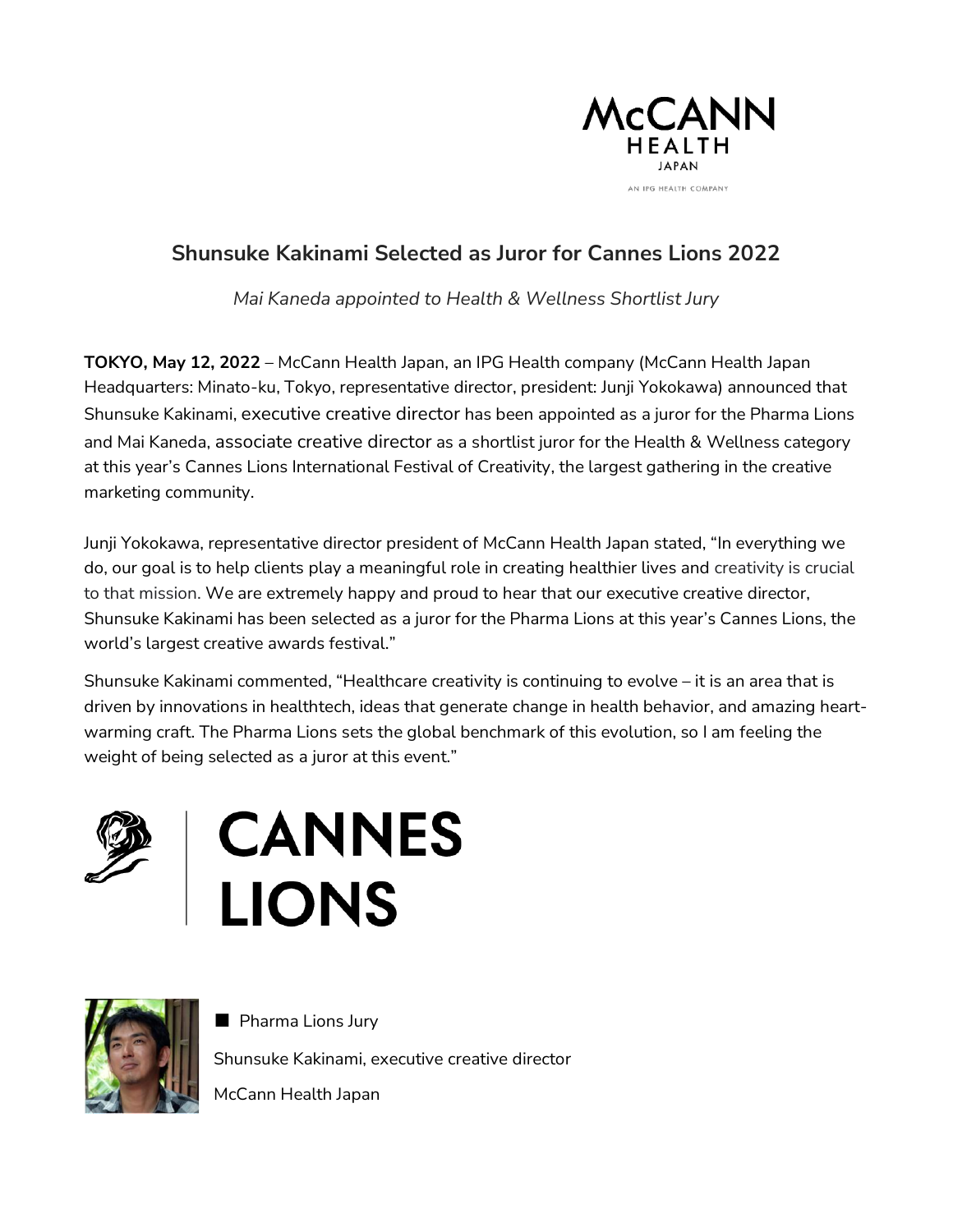# Shunsuke Kakinami Selected as Juror for Cannes Lions 2022

*Mai Kaneda appointed to Health & Wellness Shortlist Jury*

**TOKYO, May 12, 2022** – McCann Health Japan, an IPG Health company (McCann Health Japan Headquarters: Minato-ku, Tokyo, representative director, president: Junji Yokokawa) announced that Shunsuke Kakinami, executive creative director has been appointed as a juror for the Pharma Lions and Mai Kaneda, associate creative director as a shortlist juror for the Health & Wellness category at this year's Cannes Lions International Festival of Creativity, the largest gathering in the creative marketing community.

Junji Yokokawa, representative director president of McCann Health Japan stated, "In everything we do, our goal is to help clients play a meaningful role in creating healthier lives and creativity is crucial to that mission. We are extremely happy and proud to hear that our executive creative director, Shunsuke Kakinami has been selected as a juror for the Pharma Lions at this year's Cannes Lions, the world's largest creative awards festival."

Shunsuke Kakinami commented, "Healthcare creativity is continuing to evolve – it is an area that is driven by innovations in healthtech, ideas that generate change in health behavior, and amazing heart-warming craft. The Pharma Lions sets the global benchmark of this evolution, so I am feeling the weight of being selected as a juror at this event."

CANNES LIONS

■ Pharma Lions Jury

Shunsuke Kakinami, executive creative director

McCann Health Japan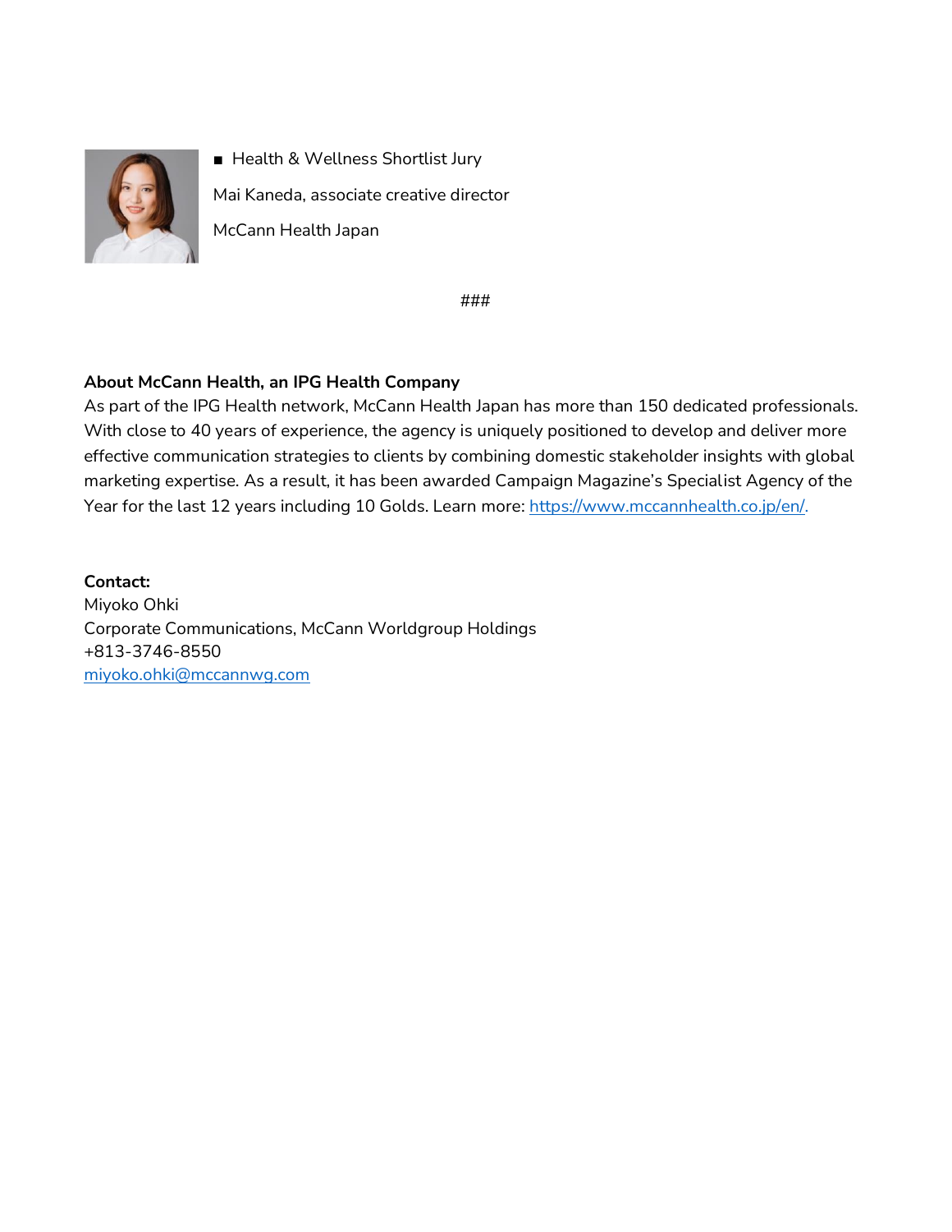■ Health & Wellness Shortlist Jury

Mai Kaneda, associate creative director

McCann Health Japan

###

**About McCann Health, an IPG Health Company**
As part of the IPG Health network, McCann Health Japan has more than 150 dedicated professionals. With close to 40 years of experience, the agency is uniquely positioned to develop and deliver more effective communication strategies to clients by combining domestic stakeholder insights with global marketing expertise. As a result, it has been awarded Campaign Magazine's Specialist Agency of the Year for the last 12 years including 10 Golds. Learn more: https://www.mccannhealth.co.jp/en/.

**Contact:**
Miyoko Ohki
Corporate Communications, McCann Worldgroup Holdings
+813-3746-8550
miyoko.ohki@mccannwg.com